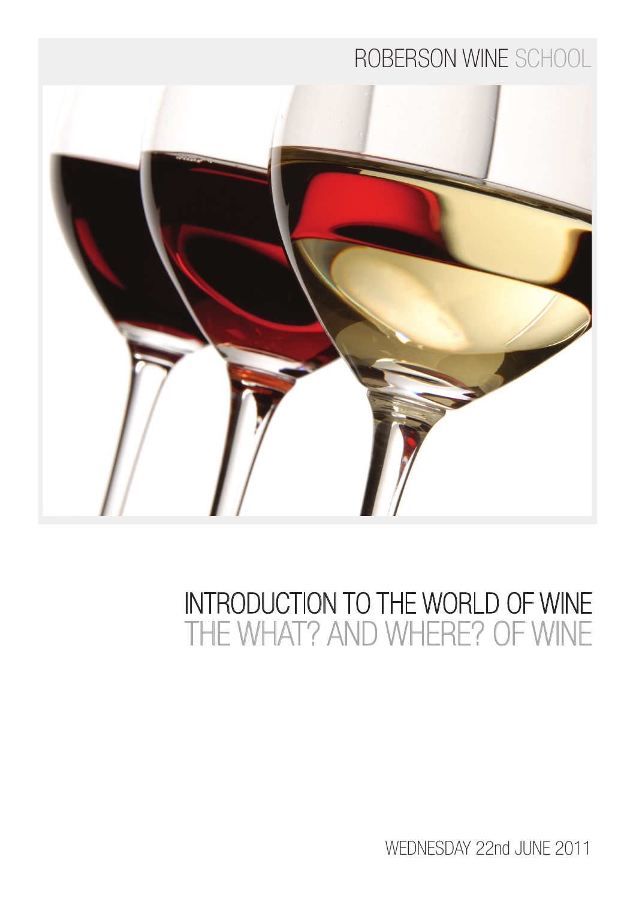ROBERSON WINE SCHOOL

# INTRODUCTION TO THE WORLD OF WINE
## THE WHAT? AND WHERE? OF WINE

WEDNESDAY 22nd JUNE 2011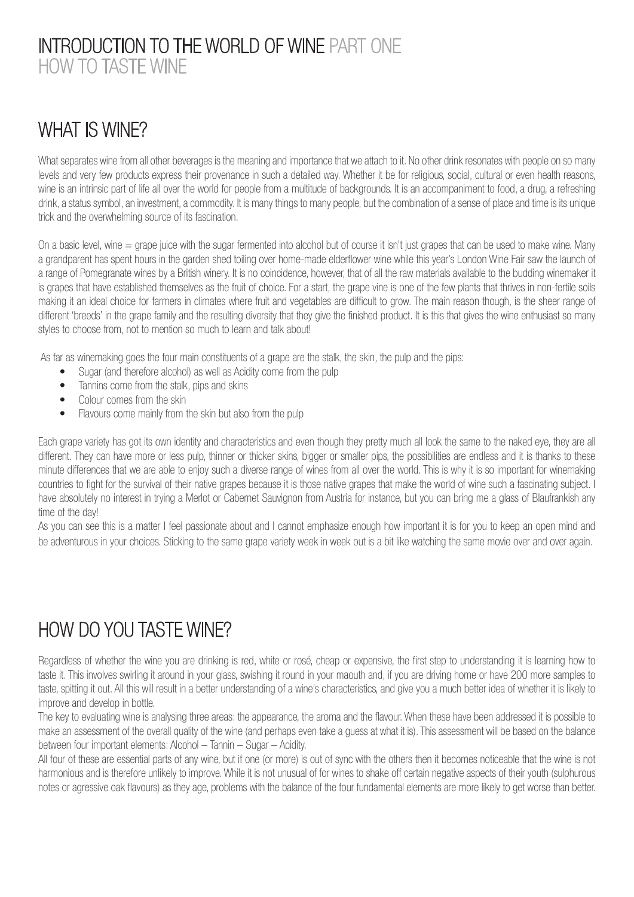# INTRODUCTION TO THE WORLD OF WINE PART ONE
HOW TO TASTE WINE

## WHAT IS WINE?

What separates wine from all other beverages is the meaning and importance that we attach to it. No other drink resonates with people on so many levels and very few products express their provenance in such a detailed way. Whether it be for religious, social, cultural or even health reasons, wine is an intrinsic part of life all over the world for people from a multitude of backgrounds. It is an accompaniment to food, a drug, a refreshing drink, a status symbol, an investment, a commodity. It is many things to many people, but the combination of a sense of place and time is its unique trick and the overwhelming source of its fascination.

On a basic level, wine = grape juice with the sugar fermented into alcohol but of course it isn't just grapes that can be used to make wine. Many a grandparent has spent hours in the garden shed toiling over home-made elderflower wine while this year's London Wine Fair saw the launch of a range of Pomegranate wines by a British winery. It is no coincidence, however, that of all the raw materials available to the budding winemaker it is grapes that have established themselves as the fruit of choice. For a start, the grape vine is one of the few plants that thrives in non-fertile soils making it an ideal choice for farmers in climates where fruit and vegetables are difficult to grow. The main reason though, is the sheer range of different 'breeds' in the grape family and the resulting diversity that they give the finished product. It is this that gives the wine enthusiast so many styles to choose from, not to mention so much to learn and talk about!

As far as winemaking goes the four main constituents of a grape are the stalk, the skin, the pulp and the pips:

- Sugar (and therefore alcohol) as well as Acidity come from the pulp
- Tannins come from the stalk, pips and skins
- Colour comes from the skin
- Flavours come mainly from the skin but also from the pulp

Each grape variety has got its own identity and characteristics and even though they pretty much all look the same to the naked eye, they are all different. They can have more or less pulp, thinner or thicker skins, bigger or smaller pips, the possibilities are endless and it is thanks to these minute differences that we are able to enjoy such a diverse range of wines from all over the world. This is why it is so important for winemaking countries to fight for the survival of their native grapes because it is those native grapes that make the world of wine such a fascinating subject. I have absolutely no interest in trying a Merlot or Cabernet Sauvignon from Austria for instance, but you can bring me a glass of Blaufrankish any time of the day!

As you can see this is a matter I feel passionate about and I cannot emphasize enough how important it is for you to keep an open mind and be adventurous in your choices. Sticking to the same grape variety week in week out is a bit like watching the same movie over and over again.

## HOW DO YOU TASTE WINE?

Regardless of whether the wine you are drinking is red, white or rosé, cheap or expensive, the first step to understanding it is learning how to taste it. This involves swirling it around in your glass, swishing it round in your maouth and, if you are driving home or have 200 more samples to taste, spitting it out. All this will result in a better understanding of a wine's characteristics, and give you a much better idea of whether it is likely to improve and develop in bottle.

The key to evaluating wine is analysing three areas: the appearance, the aroma and the flavour. When these have been addressed it is possible to make an assessment of the overall quality of the wine (and perhaps even take a guess at what it is). This assessment will be based on the balance between four important elements: Alcohol – Tannin – Sugar – Acidity.

All four of these are essential parts of any wine, but if one (or more) is out of sync with the others then it becomes noticeable that the wine is not harmonious and is therefore unlikely to improve. While it is not unusual of for wines to shake off certain negative aspects of their youth (sulphurous notes or agressive oak flavours) as they age, problems with the balance of the four fundamental elements are more likely to get worse than better.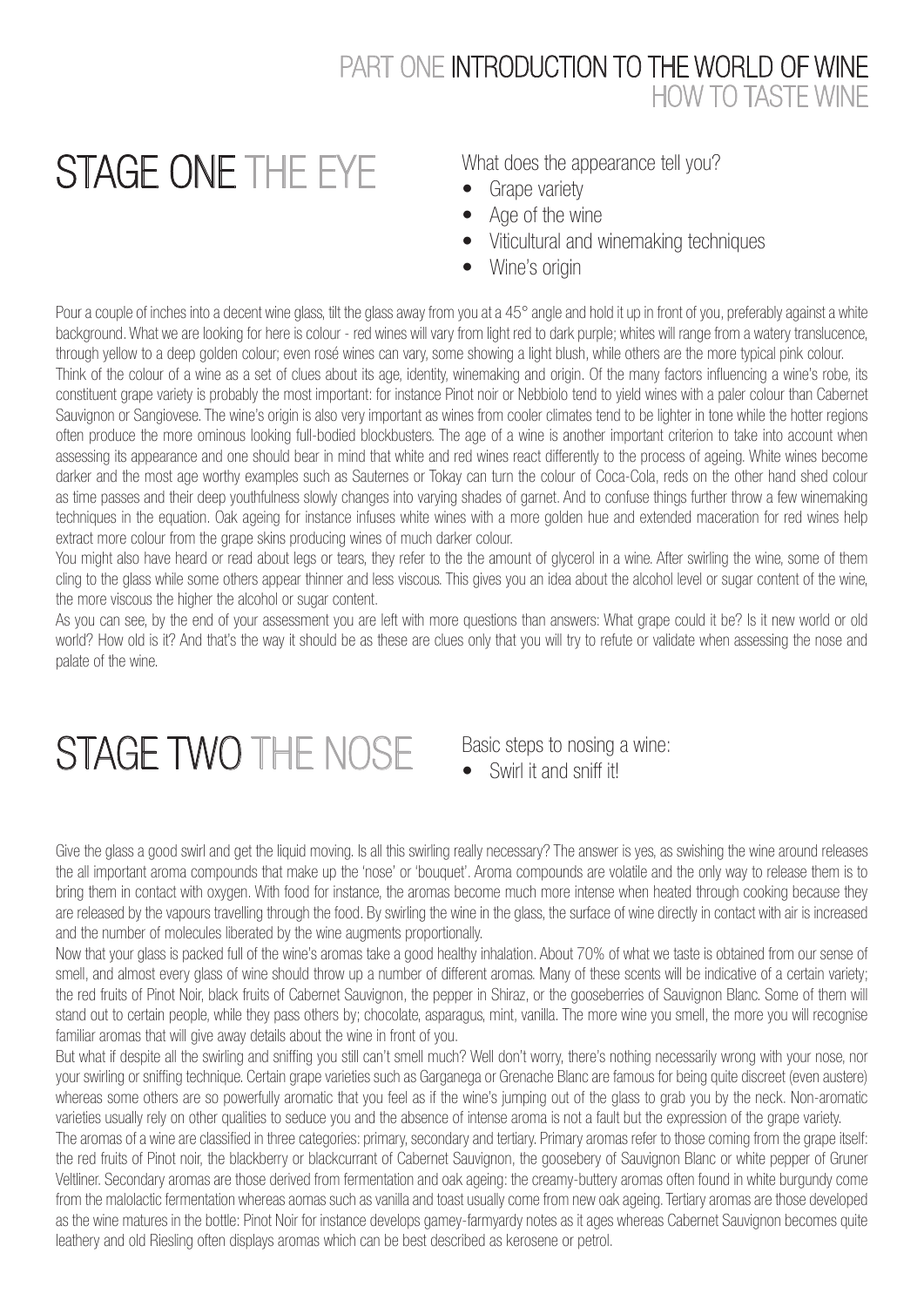# PART ONE INTRODUCTION TO THE WORLD OF WINE
## HOW TO TASTE WINE

## STAGE ONE THE EYE

What does the appearance tell you?

- Grape variety
- Age of the wine
- Viticultural and winemaking techniques
- Wine's origin

Pour a couple of inches into a decent wine glass, tilt the glass away from you at a 45° angle and hold it up in front of you, preferably against a white background. What we are looking for here is colour - red wines will vary from light red to dark purple; whites will range from a watery translucence, through yellow to a deep golden colour; even rosé wines can vary, some showing a light blush, while others are the more typical pink colour.

Think of the colour of a wine as a set of clues about its age, identity, winemaking and origin. Of the many factors influencing a wine's robe, its constituent grape variety is probably the most important: for instance Pinot noir or Nebbiolo tend to yield wines with a paler colour than Cabernet Sauvignon or Sangiovese. The wine's origin is also very important as wines from cooler climates tend to be lighter in tone while the hotter regions often produce the more ominous looking full-bodied blockbusters. The age of a wine is another important criterion to take into account when assessing its appearance and one should bear in mind that white and red wines react differently to the process of ageing. White wines become darker and the most age worthy examples such as Sauternes or Tokay can turn the colour of Coca-Cola, reds on the other hand shed colour as time passes and their deep youthfulness slowly changes into varying shades of garnet. And to confuse things further throw a few winemaking techniques in the equation. Oak ageing for instance infuses white wines with a more golden hue and extended maceration for red wines help extract more colour from the grape skins producing wines of much darker colour.

You might also have heard or read about legs or tears, they refer to the the amount of glycerol in a wine. After swirling the wine, some of them cling to the glass while some others appear thinner and less viscous. This gives you an idea about the alcohol level or sugar content of the wine, the more viscous the higher the alcohol or sugar content.

As you can see, by the end of your assessment you are left with more questions than answers: What grape could it be? Is it new world or old world? How old is it? And that's the way it should be as these are clues only that you will try to refute or validate when assessing the nose and palate of the wine.

## STAGE TWO THE NOSE

Basic steps to nosing a wine:

- Swirl it and sniff it!

Give the glass a good swirl and get the liquid moving. Is all this swirling really necessary? The answer is yes, as swishing the wine around releases the all important aroma compounds that make up the 'nose' or 'bouquet'. Aroma compounds are volatile and the only way to release them is to bring them in contact with oxygen. With food for instance, the aromas become much more intense when heated through cooking because they are released by the vapours travelling through the food. By swirling the wine in the glass, the surface of wine directly in contact with air is increased and the number of molecules liberated by the wine augments proportionally.

Now that your glass is packed full of the wine's aromas take a good healthy inhalation. About 70% of what we taste is obtained from our sense of smell, and almost every glass of wine should throw up a number of different aromas. Many of these scents will be indicative of a certain variety; the red fruits of Pinot Noir, black fruits of Cabernet Sauvignon, the pepper in Shiraz, or the gooseberries of Sauvignon Blanc. Some of them will stand out to certain people, while they pass others by; chocolate, asparagus, mint, vanilla. The more wine you smell, the more you will recognise familiar aromas that will give away details about the wine in front of you.

But what if despite all the swirling and sniffing you still can't smell much? Well don't worry, there's nothing necessarily wrong with your nose, nor your swirling or sniffing technique. Certain grape varieties such as Garganega or Grenache Blanc are famous for being quite discreet (even austere) whereas some others are so powerfully aromatic that you feel as if the wine's jumping out of the glass to grab you by the neck. Non-aromatic varieties usually rely on other qualities to seduce you and the absence of intense aroma is not a fault but the expression of the grape variety.

The aromas of a wine are classified in three categories: primary, secondary and tertiary. Primary aromas refer to those coming from the grape itself: the red fruits of Pinot noir, the blackberry or blackcurrant of Cabernet Sauvignon, the goosebery of Sauvignon Blanc or white pepper of Gruner Veltliner. Secondary aromas are those derived from fermentation and oak ageing: the creamy-buttery aromas often found in white burgundy come from the malolactic fermentation whereas aomas such as vanilla and toast usually come from new oak ageing. Tertiary aromas are those developed as the wine matures in the bottle: Pinot Noir for instance develops gamey-farmyardy notes as it ages whereas Cabernet Sauvignon becomes quite leathery and old Riesling often displays aromas which can be best described as kerosene or petrol.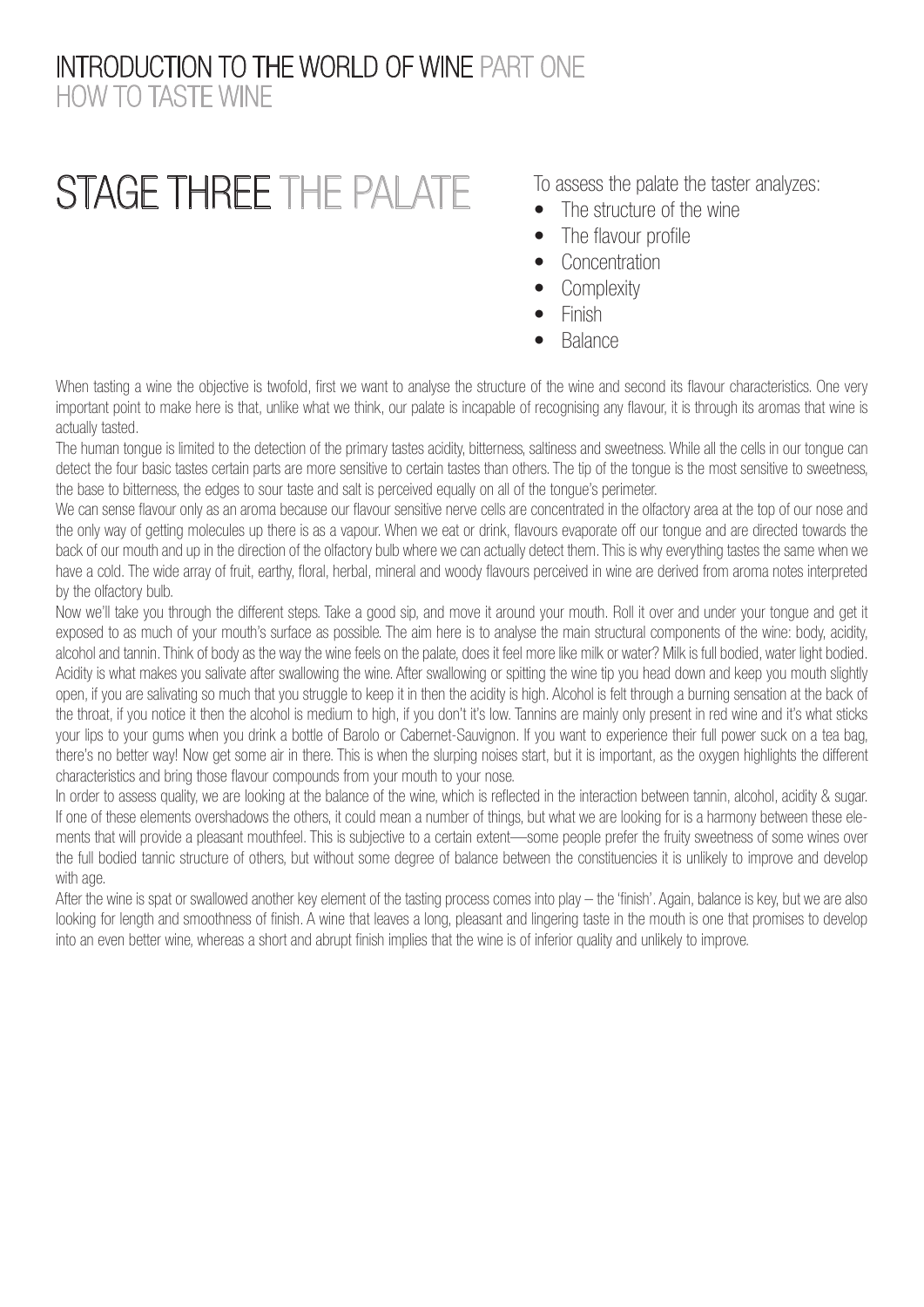# INTRODUCTION TO THE WORLD OF WINE PART ONE
## HOW TO TASTE WINE

## STAGE THREE THE PALATE

To assess the palate the taster analyzes:

- The structure of the wine
- The flavour profile
- Concentration
- Complexity
- Finish
- Balance

When tasting a wine the objective is twofold, first we want to analyse the structure of the wine and second its flavour characteristics. One very important point to make here is that, unlike what we think, our palate is incapable of recognising any flavour, it is through its aromas that wine is actually tasted.

The human tongue is limited to the detection of the primary tastes acidity, bitterness, saltiness and sweetness. While all the cells in our tongue can detect the four basic tastes certain parts are more sensitive to certain tastes than others. The tip of the tongue is the most sensitive to sweetness, the base to bitterness, the edges to sour taste and salt is perceived equally on all of the tongue's perimeter.

We can sense flavour only as an aroma because our flavour sensitive nerve cells are concentrated in the olfactory area at the top of our nose and the only way of getting molecules up there is as a vapour. When we eat or drink, flavours evaporate off our tongue and are directed towards the back of our mouth and up in the direction of the olfactory bulb where we can actually detect them. This is why everything tastes the same when we have a cold. The wide array of fruit, earthy, floral, herbal, mineral and woody flavours perceived in wine are derived from aroma notes interpreted by the olfactory bulb.

Now we'll take you through the different steps. Take a good sip, and move it around your mouth. Roll it over and under your tongue and get it exposed to as much of your mouth's surface as possible. The aim here is to analyse the main structural components of the wine: body, acidity, alcohol and tannin. Think of body as the way the wine feels on the palate, does it feel more like milk or water? Milk is full bodied, water light bodied. Acidity is what makes you salivate after swallowing the wine. After swallowing or spitting the wine tip you head down and keep you mouth slightly open, if you are salivating so much that you struggle to keep it in then the acidity is high. Alcohol is felt through a burning sensation at the back of the throat, if you notice it then the alcohol is medium to high, if you don't it's low. Tannins are mainly only present in red wine and it's what sticks your lips to your gums when you drink a bottle of Barolo or Cabernet-Sauvignon. If you want to experience their full power suck on a tea bag, there's no better way! Now get some air in there. This is when the slurping noises start, but it is important, as the oxygen highlights the different characteristics and bring those flavour compounds from your mouth to your nose.

In order to assess quality, we are looking at the balance of the wine, which is reflected in the interaction between tannin, alcohol, acidity & sugar. If one of these elements overshadows the others, it could mean a number of things, but what we are looking for is a harmony between these elements that will provide a pleasant mouthfeel. This is subjective to a certain extent—some people prefer the fruity sweetness of some wines over the full bodied tannic structure of others, but without some degree of balance between the constituencies it is unlikely to improve and develop with age.

After the wine is spat or swallowed another key element of the tasting process comes into play – the 'finish'. Again, balance is key, but we are also looking for length and smoothness of finish. A wine that leaves a long, pleasant and lingering taste in the mouth is one that promises to develop into an even better wine, whereas a short and abrupt finish implies that the wine is of inferior quality and unlikely to improve.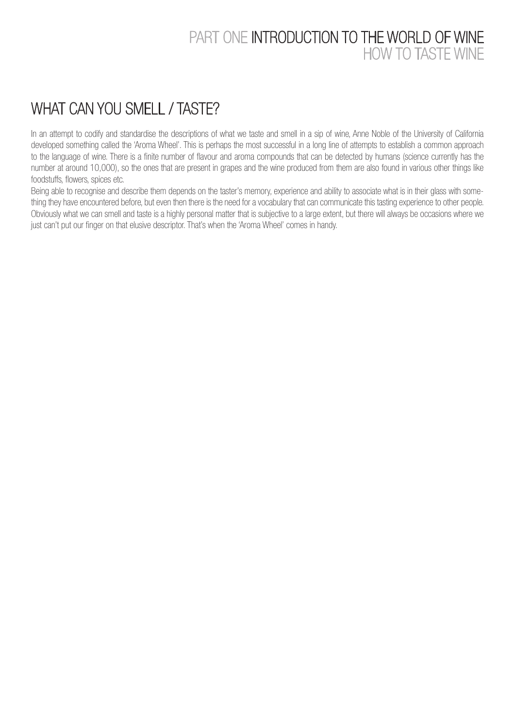# WHAT CAN YOU SMELL / TASTE?

In an attempt to codify and standardise the descriptions of what we taste and smell in a sip of wine, Anne Noble of the University of California developed something called the 'Aroma Wheel'. This is perhaps the most successful in a long line of attempts to establish a common approach to the language of wine. There is a finite number of flavour and aroma compounds that can be detected by humans (science currently has the number at around 10,000), so the ones that are present in grapes and the wine produced from them are also found in various other things like foodstuffs, flowers, spices etc.

Being able to recognise and describe them depends on the taster's memory, experience and ability to associate what is in their glass with something they have encountered before, but even then there is the need for a vocabulary that can communicate this tasting experience to other people. Obviously what we can smell and taste is a highly personal matter that is subjective to a large extent, but there will always be occasions where we just can't put our finger on that elusive descriptor. That's when the 'Aroma Wheel' comes in handy.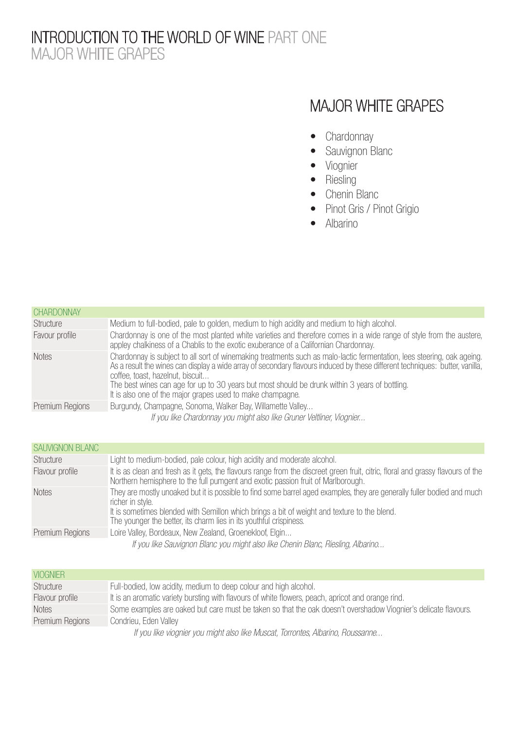# INTRODUCTION TO THE WORLD OF WINE PART ONE
## MAJOR WHITE GRAPES

## MAJOR WHITE GRAPES

- Chardonnay
- Sauvignon Blanc
- Viognier
- Riesling
- Chenin Blanc
- Pinot Gris / Pinot Grigio
- Albarino

| CHARDONNAY | |
|---|---|
| Structure | Medium to full-bodied, pale to golden, medium to high acidity and medium to high alcohol. |
| Favour profile | Chardonnay is one of the most planted white varieties and therefore comes in a wide range of style from the austere, appley chalkiness of a Chablis to the exotic exuberance of a Californian Chardonnay. |
| Notes | Chardonnay is subject to all sort of winemaking treatments such as malo-lactic fermentation, lees steering, oak ageing. As a result the wines can display a wide array of secondary flavours induced by these different techniques: butter, vanilla, coffee, toast, hazelnut, biscuit... The best wines can age for up to 30 years but most should be drunk within 3 years of bottling. It is also one of the major grapes used to make champagne. |
| Premium Regions | Burgundy, Champagne, Sonoma, Walker Bay, Willamette Valley... |

*If you like Chardonnay you might also like Gruner Veltliner, Viognier...*

| SAUVIGNON BLANC | |
|---|---|
| Structure | Light to medium-bodied, pale colour, high acidity and moderate alcohol. |
| Flavour profile | It is as clean and fresh as it gets, the flavours range from the discreet green fruit, citric, floral and grassy flavours of the Northern hemisphere to the full pumgent and exotic passion fruit of Marlborough. |
| Notes | They are mostly unoaked but it is possible to find some barrel aged examples, they are generally fuller bodied and much richer in style. It is sometimes blended with Semillon which brings a bit of weight and texture to the blend. The younger the better, its charm lies in its youthful crispiness. |
| Premium Regions | Loire Valley, Bordeaux, New Zealand, Groenekloof, Elgin... |

*If you like Sauvignon Blanc you might also like Chenin Blanc, Riesling, Albarino...*

| VIOGNIER | |
|---|---|
| Structure | Full-bodied, low acidity, medium to deep colour and high alcohol. |
| Flavour profile | It is an aromatic variety bursting with flavours of white flowers, peach, apricot and orange rind. |
| Notes | Some examples are oaked but care must be taken so that the oak doesn't overshadow Viognier's delicate flavours. |
| Premium Regions | Condrieu, Eden Valley |

*If you like viognier you might also like Muscat, Torrontes, Albarino, Roussanne...*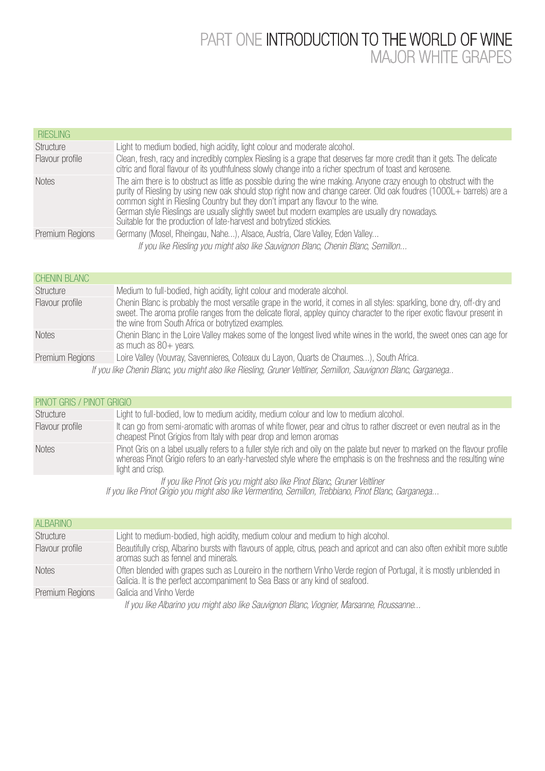# PART ONE INTRODUCTION TO THE WORLD OF WINE
## MAJOR WHITE GRAPES

| RIESLING | |
|---|---|
| Structure | Light to medium bodied, high acidity, light colour and moderate alcohol. |
| Flavour profile | Clean, fresh, racy and incredibly complex Riesling is a grape that deserves far more credit than it gets. The delicate citric and floral flavour of its youthfulness slowly change into a richer spectrum of toast and kerosene. |
| Notes | The aim there is to obstruct as little as possible during the wine making. Anyone crazy enough to obstruct with the purity of Riesling by using new oak should stop right now and change career. Old oak foudres (1000L+ barrels) are a common sight in Riesling Country but they don't impart any flavour to the wine.<br>German style Rieslings are usually slightly sweet but modern examples are usually dry nowadays.<br>Suitable for the production of late-harvest and botrytized stickies. |
| Premium Regions | Germany (Mosel, Rheingau, Nahe...), Alsace, Austria, Clare Valley, Eden Valley... |

*If you like Riesling you might also like Sauvignon Blanc, Chenin Blanc, Semillon...*

| CHENIN BLANC | |
|---|---|
| Structure | Medium to full-bodied, high acidity, light colour and moderate alcohol. |
| Flavour profile | Chenin Blanc is probably the most versatile grape in the world, it comes in all styles: sparkling, bone dry, off-dry and sweet. The aroma profile ranges from the delicate floral, appley quincy character to the riper exotic flavour present in the wine from South Africa or botrytized examples. |
| Notes | Chenin Blanc in the Loire Valley makes some of the longest lived white wines in the world, the sweet ones can age for as much as 80+ years. |
| Premium Regions | Loire Valley (Vouvray, Savennieres, Coteaux du Layon, Quarts de Chaumes...), South Africa. |

*If you like Chenin Blanc, you might also like Riesling, Gruner Veltliner, Semillon, Sauvignon Blanc, Garganega..*

| PINOT GRIS / PINOT GRIGIO | |
|---|---|
| Structure | Light to full-bodied, low to medium acidity, medium colour and low to medium alcohol. |
| Flavour profile | It can go from semi-aromatic with aromas of white flower, pear and citrus to rather discreet or even neutral as in the cheapest Pinot Grigios from Italy with pear drop and lemon aromas |
| Notes | Pinot Gris on a label usually refers to a fuller style rich and oily on the palate but never to marked on the flavour profile whereas Pinot Grigio refers to an early-harvested style where the emphasis is on the freshness and the resulting wine light and crisp. |

*If you like Pinot Gris you might also like Pinot Blanc, Gruner Veltliner*
*If you like Pinot Grigio you might also like Vermentino, Semillon, Trebbiano, Pinot Blanc, Garganega...*

| ALBARINO | |
|---|---|
| Structure | Light to medium-bodied, high acidity, medium colour and medium to high alcohol. |
| Flavour profile | Beautifully crisp, Albarino bursts with flavours of apple, citrus, peach and apricot and can also often exhibit more subtle aromas such as fennel and minerals. |
| Notes | Often blended with grapes such as Loureiro in the northern Vinho Verde region of Portugal, it is mostly unblended in Galicia. It is the perfect accompaniment to Sea Bass or any kind of seafood. |
| Premium Regions | Galicia and Vinho Verde |

*If you like Albarino you might also like Sauvignon Blanc, Viognier, Marsanne, Roussanne...*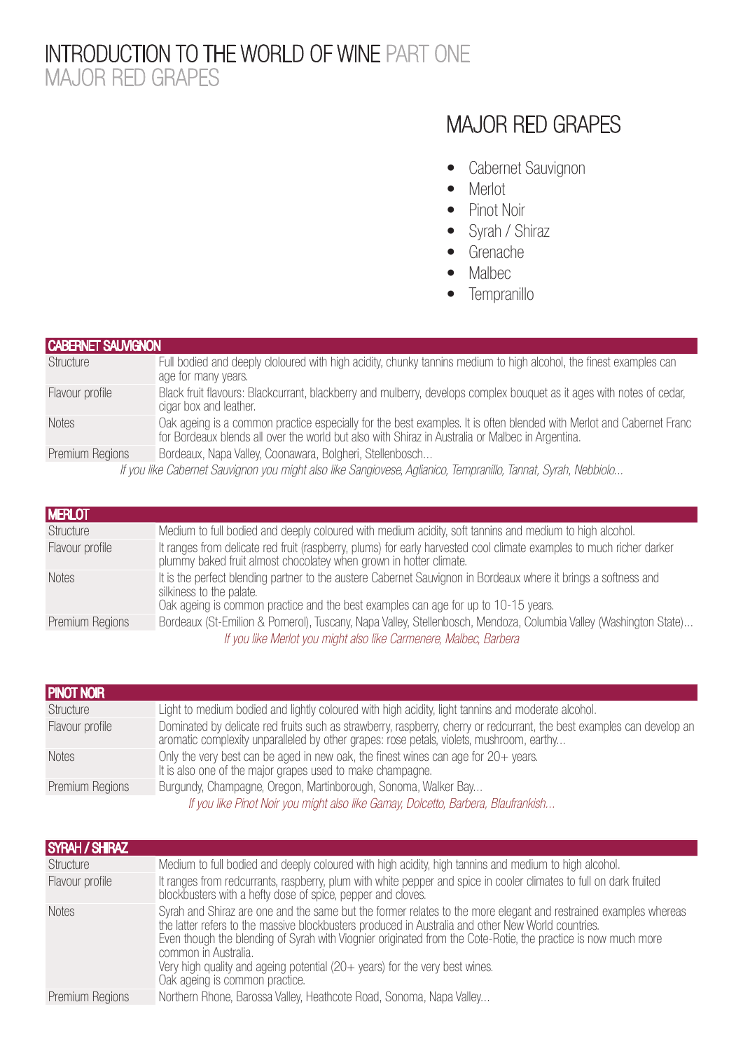# INTRODUCTION TO THE WORLD OF WINE PART ONE
MAJOR RED GRAPES

## MAJOR RED GRAPES

- Cabernet Sauvignon
- Merlot
- Pinot Noir
- Syrah / Shiraz
- Grenache
- Malbec
- Tempranillo

| CABERNET SAUVIGNON | |
|---|---|
| Structure | Full bodied and deeply cloloured with high acidity, chunky tannins medium to high alcohol, the finest examples can age for many years. |
| Flavour profile | Black fruit flavours: Blackcurrant, blackberry and mulberry, develops complex bouquet as it ages with notes of cedar, cigar box and leather. |
| Notes | Oak ageing is a common practice especially for the best examples. It is often blended with Merlot and Cabernet Franc for Bordeaux blends all over the world but also with Shiraz in Australia or Malbec in Argentina. |
| Premium Regions | Bordeaux, Napa Valley, Coonawara, Bolgheri, Stellenbosch... |

*If you like Cabernet Sauvignon you might also like Sangiovese, Aglianico, Tempranillo, Tannat, Syrah, Nebbiolo...*

| MERLOT | |
|---|---|
| Structure | Medium to full bodied and deeply coloured with medium acidity, soft tannins and medium to high alcohol. |
| Flavour profile | It ranges from delicate red fruit (raspberry, plums) for early harvested cool climate examples to much richer darker plummy baked fruit almost chocolatey when grown in hotter climate. |
| Notes | It is the perfect blending partner to the austere Cabernet Sauvignon in Bordeaux where it brings a softness and silkiness to the palate.<br>Oak ageing is common practice and the best examples can age for up to 10-15 years. |
| Premium Regions | Bordeaux (St-Emilion & Pomerol), Tuscany, Napa Valley, Stellenbosch, Mendoza, Columbia Valley (Washington State)... |

*If you like Merlot you might also like Carmenere, Malbec, Barbera*

| PINOT NOIR | |
|---|---|
| Structure | Light to medium bodied and lightly coloured with high acidity, light tannins and moderate alcohol. |
| Flavour profile | Dominated by delicate red fruits such as strawberry, raspberry, cherry or redcurrant, the best examples can develop an aromatic complexity unparalleled by other grapes: rose petals, violets, mushroom, earthy... |
| Notes | Only the very best can be aged in new oak, the finest wines can age for 20+ years.<br>It is also one of the major grapes used to make champagne. |
| Premium Regions | Burgundy, Champagne, Oregon, Martinborough, Sonoma, Walker Bay... |

*If you like Pinot Noir you might also like Gamay, Dolcetto, Barbera, Blaufrankish...*

| SYRAH / SHIRAZ | |
|---|---|
| Structure | Medium to full bodied and deeply coloured with high acidity, high tannins and medium to high alcohol. |
| Flavour profile | It ranges from redcurrants, raspberry, plum with white pepper and spice in cooler climates to full on dark fruited blockbusters with a hefty dose of spice, pepper and cloves. |
| Notes | Syrah and Shiraz are one and the same but the former relates to the more elegant and restrained examples whereas the latter refers to the massive blockbusters produced in Australia and other New World countries.<br>Even though the blending of Syrah with Viognier originated from the Cote-Rotie, the practice is now much more common in Australia.<br>Very high quality and ageing potential (20+ years) for the very best wines.<br>Oak ageing is common practice. |
| Premium Regions | Northern Rhone, Barossa Valley, Heathcote Road, Sonoma, Napa Valley... |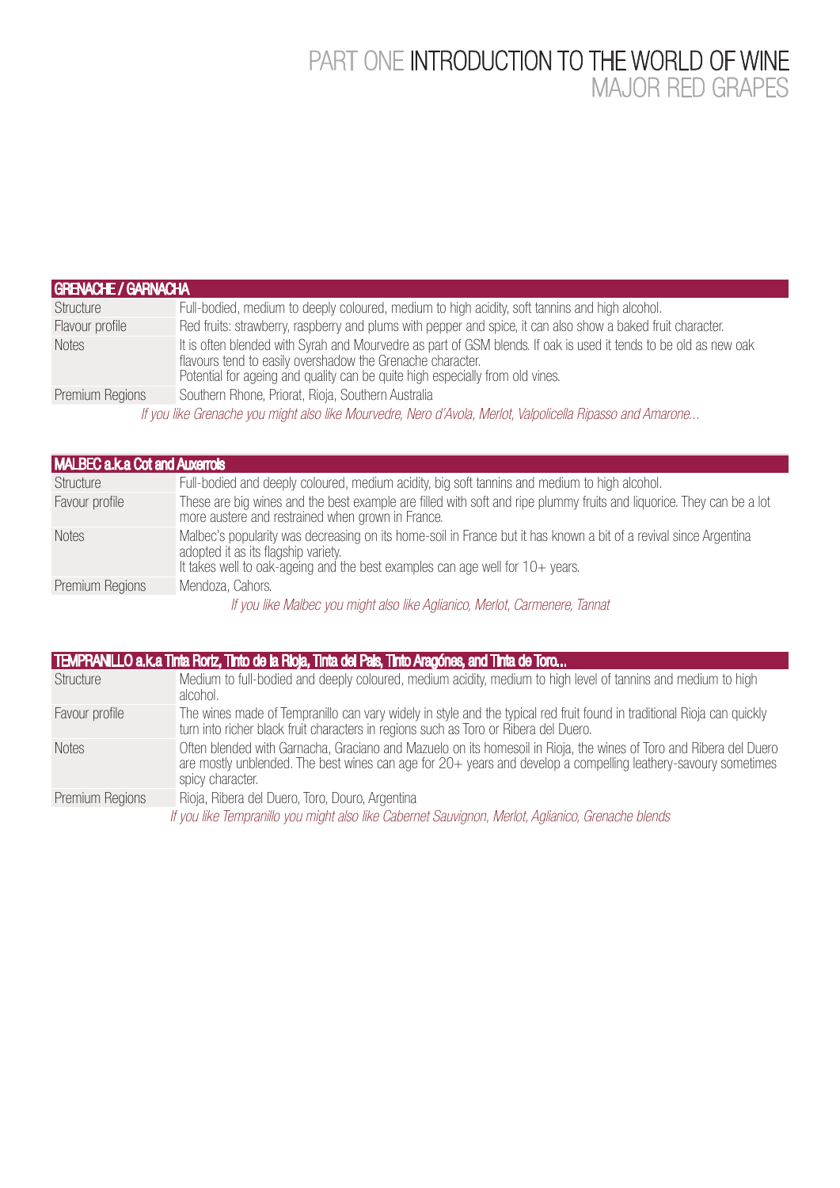# PART ONE INTRODUCTION TO THE WORLD OF WINE
## MAJOR RED GRAPES

| GRENACHE / GARNACHA | |
|---|---|
| Structure | Full-bodied, medium to deeply coloured, medium to high acidity, soft tannins and high alcohol. |
| Flavour profile | Red fruits: strawberry, raspberry and plums with pepper and spice, it can also show a baked fruit character. |
| Notes | It is often blended with Syrah and Mourvedre as part of GSM blends. If oak is used it tends to be old as new oak flavours tend to easily overshadow the Grenache character. Potential for ageing and quality can be quite high especially from old vines. |
| Premium Regions | Southern Rhone, Priorat, Rioja, Southern Australia |

*If you like Grenache you might also like Mourvedre, Nero d'Avola, Merlot, Valpolicella Ripasso and Amarone...*

| MALBEC a.k.a Cot and Auxerrois | |
|---|---|
| Structure | Full-bodied and deeply coloured, medium acidity, big soft tannins and medium to high alcohol. |
| Favour profile | These are big wines and the best example are filled with soft and ripe plummy fruits and liquorice. They can be a lot more austere and restrained when grown in France. |
| Notes | Malbec's popularity was decreasing on its home-soil in France but it has known a bit of a revival since Argentina adopted it as its flagship variety. It takes well to oak-ageing and the best examples can age well for 10+ years. |
| Premium Regions | Mendoza, Cahors. |

*If you like Malbec you might also like Aglianico, Merlot, Carmenere, Tannat*

| TEMPRANILLO a.k.a Tinta Roriz, Tinto de la Rioja, Tinta del Pais, Tinto Aragónes, and Tinta de Toro... | |
|---|---|
| Structure | Medium to full-bodied and deeply coloured, medium acidity, medium to high level of tannins and medium to high alcohol. |
| Favour profile | The wines made of Tempranillo can vary widely in style and the typical red fruit found in traditional Rioja can quickly turn into richer black fruit characters in regions such as Toro or Ribera del Duero. |
| Notes | Often blended with Garnacha, Graciano and Mazuelo on its homesoil in Rioja, the wines of Toro and Ribera del Duero are mostly unblended. The best wines can age for 20+ years and develop a compelling leathery-savoury sometimes spicy character. |
| Premium Regions | Rioja, Ribera del Duero, Toro, Douro, Argentina |

*If you like Tempranillo you might also like Cabernet Sauvignon, Merlot, Aglianico, Grenache blends*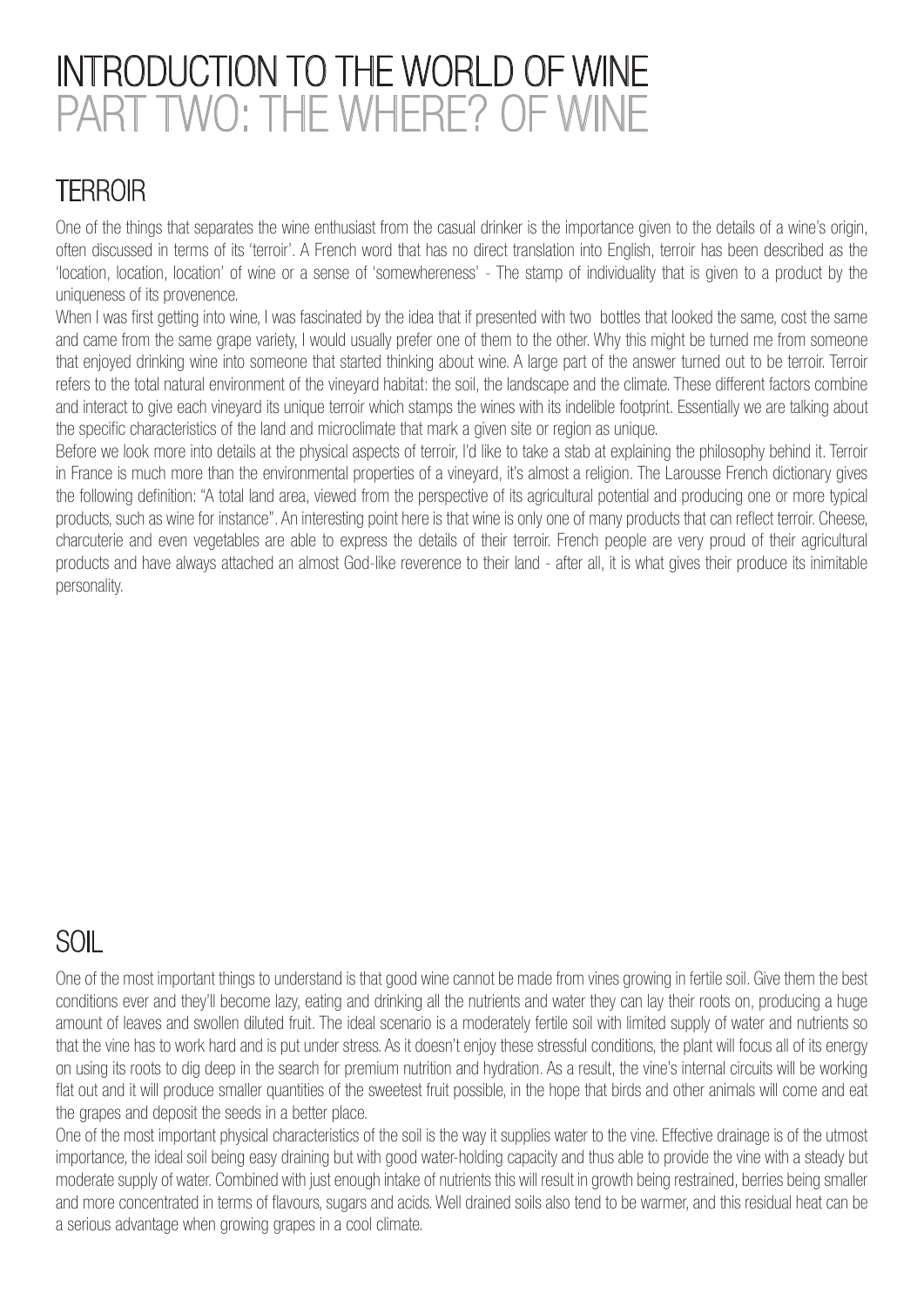# INTRODUCTION TO THE WORLD OF WINE
# PART TWO: THE WHERE? OF WINE

## TERROIR

One of the things that separates the wine enthusiast from the casual drinker is the importance given to the details of a wine's origin, often discussed in terms of its 'terroir'. A French word that has no direct translation into English, terroir has been described as the 'location, location, location' of wine or a sense of 'somewhereness' - The stamp of individuality that is given to a product by the uniqueness of its provenence.

When I was first getting into wine, I was fascinated by the idea that if presented with two bottles that looked the same, cost the same and came from the same grape variety, I would usually prefer one of them to the other. Why this might be turned me from someone that enjoyed drinking wine into someone that started thinking about wine. A large part of the answer turned out to be terroir. Terroir refers to the total natural environment of the vineyard habitat: the soil, the landscape and the climate. These different factors combine and interact to give each vineyard its unique terroir which stamps the wines with its indelible footprint. Essentially we are talking about the specific characteristics of the land and microclimate that mark a given site or region as unique.

Before we look more into details at the physical aspects of terroir, I'd like to take a stab at explaining the philosophy behind it. Terroir in France is much more than the environmental properties of a vineyard, it's almost a religion. The Larousse French dictionary gives the following definition: "A total land area, viewed from the perspective of its agricultural potential and producing one or more typical products, such as wine for instance". An interesting point here is that wine is only one of many products that can reflect terroir. Cheese, charcuterie and even vegetables are able to express the details of their terroir. French people are very proud of their agricultural products and have always attached an almost God-like reverence to their land - after all, it is what gives their produce its inimitable personality.

## SOIL

One of the most important things to understand is that good wine cannot be made from vines growing in fertile soil. Give them the best conditions ever and they'll become lazy, eating and drinking all the nutrients and water they can lay their roots on, producing a huge amount of leaves and swollen diluted fruit. The ideal scenario is a moderately fertile soil with limited supply of water and nutrients so that the vine has to work hard and is put under stress. As it doesn't enjoy these stressful conditions, the plant will focus all of its energy on using its roots to dig deep in the search for premium nutrition and hydration. As a result, the vine's internal circuits will be working flat out and it will produce smaller quantities of the sweetest fruit possible, in the hope that birds and other animals will come and eat the grapes and deposit the seeds in a better place.

One of the most important physical characteristics of the soil is the way it supplies water to the vine. Effective drainage is of the utmost importance, the ideal soil being easy draining but with good water-holding capacity and thus able to provide the vine with a steady but moderate supply of water. Combined with just enough intake of nutrients this will result in growth being restrained, berries being smaller and more concentrated in terms of flavours, sugars and acids. Well drained soils also tend to be warmer, and this residual heat can be a serious advantage when growing grapes in a cool climate.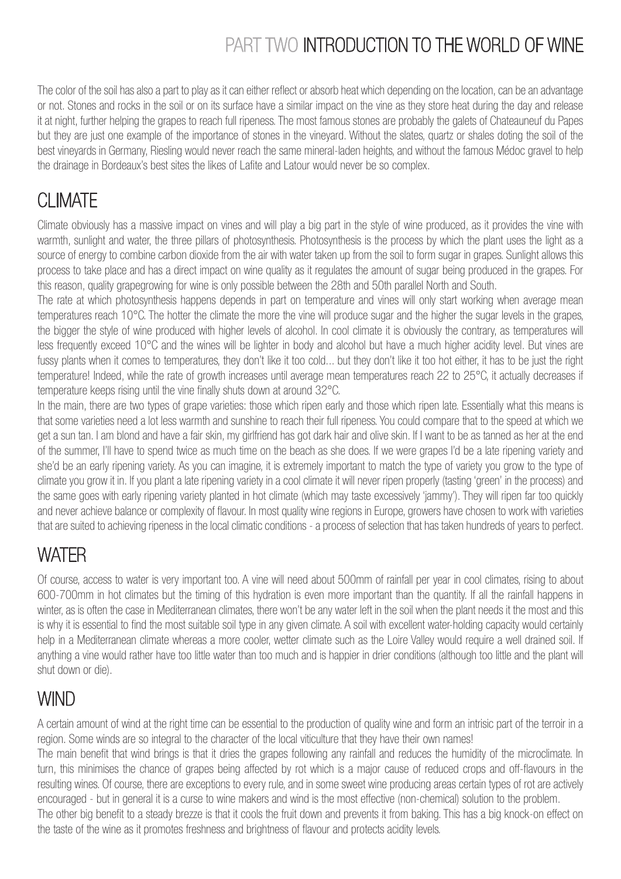The color of the soil has also a part to play as it can either reflect or absorb heat which depending on the location, can be an advantage or not. Stones and rocks in the soil or on its surface have a similar impact on the vine as they store heat during the day and release it at night, further helping the grapes to reach full ripeness. The most famous stones are probably the galets of Chateauneuf du Papes but they are just one example of the importance of stones in the vineyard. Without the slates, quartz or shales doting the soil of the best vineyards in Germany, Riesling would never reach the same mineral-laden heights, and without the famous Médoc gravel to help the drainage in Bordeaux's best sites the likes of Lafite and Latour would never be so complex.

## CLIMATE

Climate obviously has a massive impact on vines and will play a big part in the style of wine produced, as it provides the vine with warmth, sunlight and water, the three pillars of photosynthesis. Photosynthesis is the process by which the plant uses the light as a source of energy to combine carbon dioxide from the air with water taken up from the soil to form sugar in grapes. Sunlight allows this process to take place and has a direct impact on wine quality as it regulates the amount of sugar being produced in the grapes. For this reason, quality grapegrowing for wine is only possible between the 28th and 50th parallel North and South.

The rate at which photosynthesis happens depends in part on temperature and vines will only start working when average mean temperatures reach 10°C. The hotter the climate the more the vine will produce sugar and the higher the sugar levels in the grapes, the bigger the style of wine produced with higher levels of alcohol. In cool climate it is obviously the contrary, as temperatures will less frequently exceed 10°C and the wines will be lighter in body and alcohol but have a much higher acidity level. But vines are fussy plants when it comes to temperatures, they don't like it too cold... but they don't like it too hot either, it has to be just the right temperature! Indeed, while the rate of growth increases until average mean temperatures reach 22 to 25°C, it actually decreases if temperature keeps rising until the vine finally shuts down at around 32°C.

In the main, there are two types of grape varieties: those which ripen early and those which ripen late. Essentially what this means is that some varieties need a lot less warmth and sunshine to reach their full ripeness. You could compare that to the speed at which we get a sun tan. I am blond and have a fair skin, my girlfriend has got dark hair and olive skin. If I want to be as tanned as her at the end of the summer, I'll have to spend twice as much time on the beach as she does. If we were grapes I'd be a late ripening variety and she'd be an early ripening variety. As you can imagine, it is extremely important to match the type of variety you grow to the type of climate you grow it in. If you plant a late ripening variety in a cool climate it will never ripen properly (tasting 'green' in the process) and the same goes with early ripening variety planted in hot climate (which may taste excessively 'jammy'). They will ripen far too quickly and never achieve balance or complexity of flavour. In most quality wine regions in Europe, growers have chosen to work with varieties that are suited to achieving ripeness in the local climatic conditions - a process of selection that has taken hundreds of years to perfect.

## WATER

Of course, access to water is very important too. A vine will need about 500mm of rainfall per year in cool climates, rising to about 600-700mm in hot climates but the timing of this hydration is even more important than the quantity. If all the rainfall happens in winter, as is often the case in Mediterranean climates, there won't be any water left in the soil when the plant needs it the most and this is why it is essential to find the most suitable soil type in any given climate. A soil with excellent water-holding capacity would certainly help in a Mediterranean climate whereas a more cooler, wetter climate such as the Loire Valley would require a well drained soil. If anything a vine would rather have too little water than too much and is happier in drier conditions (although too little and the plant will shut down or die).

## WIND

A certain amount of wind at the right time can be essential to the production of quality wine and form an intrisic part of the terroir in a region. Some winds are so integral to the character of the local viticulture that they have their own names!

The main benefit that wind brings is that it dries the grapes following any rainfall and reduces the humidity of the microclimate. In turn, this minimises the chance of grapes being affected by rot which is a major cause of reduced crops and off-flavours in the resulting wines. Of course, there are exceptions to every rule, and in some sweet wine producing areas certain types of rot are actively encouraged - but in general it is a curse to wine makers and wind is the most effective (non-chemical) solution to the problem.

The other big benefit to a steady brezze is that it cools the fruit down and prevents it from baking. This has a big knock-on effect on the taste of the wine as it promotes freshness and brightness of flavour and protects acidity levels.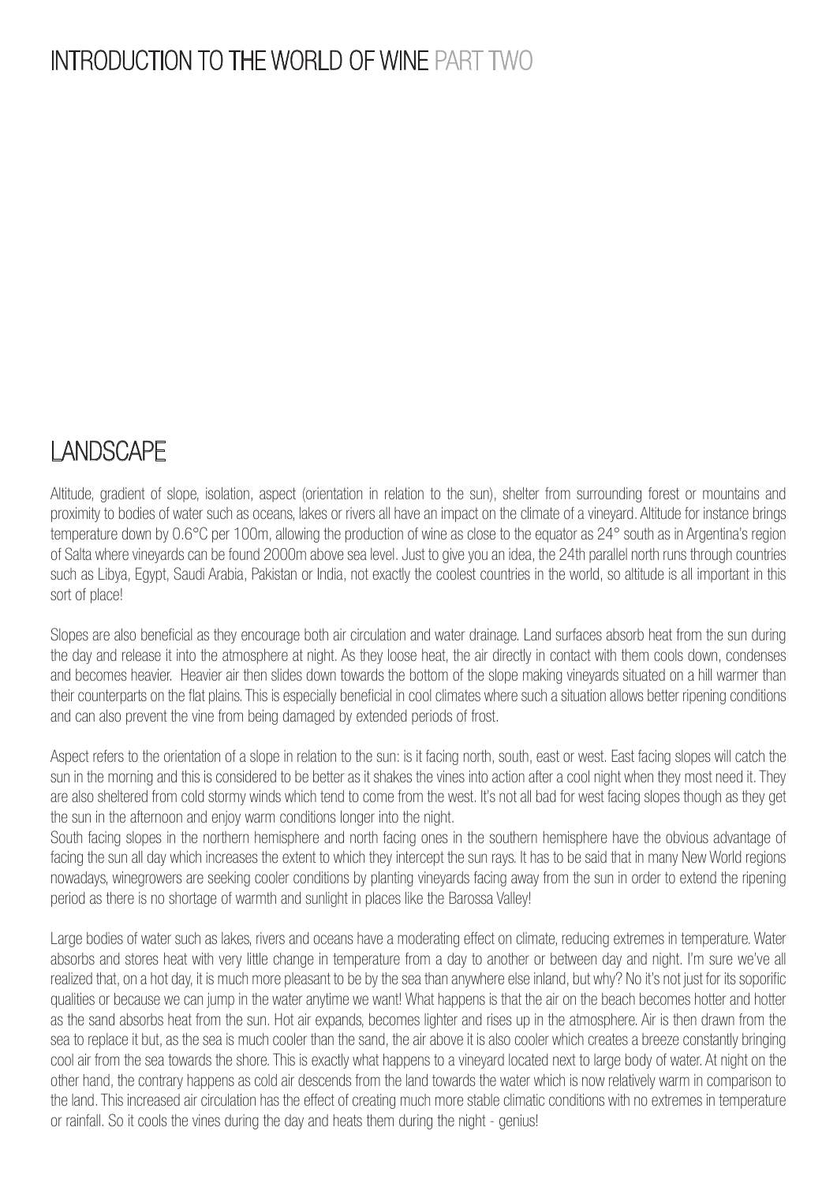# INTRODUCTION TO THE WORLD OF WINE PART TWO

## LANDSCAPE

Altitude, gradient of slope, isolation, aspect (orientation in relation to the sun), shelter from surrounding forest or mountains and proximity to bodies of water such as oceans, lakes or rivers all have an impact on the climate of a vineyard. Altitude for instance brings temperature down by 0.6°C per 100m, allowing the production of wine as close to the equator as 24° south as in Argentina's region of Salta where vineyards can be found 2000m above sea level. Just to give you an idea, the 24th parallel north runs through countries such as Libya, Egypt, Saudi Arabia, Pakistan or India, not exactly the coolest countries in the world, so altitude is all important in this sort of place!

Slopes are also beneficial as they encourage both air circulation and water drainage. Land surfaces absorb heat from the sun during the day and release it into the atmosphere at night. As they loose heat, the air directly in contact with them cools down, condenses and becomes heavier. Heavier air then slides down towards the bottom of the slope making vineyards situated on a hill warmer than their counterparts on the flat plains. This is especially beneficial in cool climates where such a situation allows better ripening conditions and can also prevent the vine from being damaged by extended periods of frost.

Aspect refers to the orientation of a slope in relation to the sun: is it facing north, south, east or west. East facing slopes will catch the sun in the morning and this is considered to be better as it shakes the vines into action after a cool night when they most need it. They are also sheltered from cold stormy winds which tend to come from the west. It's not all bad for west facing slopes though as they get the sun in the afternoon and enjoy warm conditions longer into the night.

South facing slopes in the northern hemisphere and north facing ones in the southern hemisphere have the obvious advantage of facing the sun all day which increases the extent to which they intercept the sun rays. It has to be said that in many New World regions nowadays, winegrowers are seeking cooler conditions by planting vineyards facing away from the sun in order to extend the ripening period as there is no shortage of warmth and sunlight in places like the Barossa Valley!

Large bodies of water such as lakes, rivers and oceans have a moderating effect on climate, reducing extremes in temperature. Water absorbs and stores heat with very little change in temperature from a day to another or between day and night. I'm sure we've all realized that, on a hot day, it is much more pleasant to be by the sea than anywhere else inland, but why? No it's not just for its soporific qualities or because we can jump in the water anytime we want! What happens is that the air on the beach becomes hotter and hotter as the sand absorbs heat from the sun. Hot air expands, becomes lighter and rises up in the atmosphere. Air is then drawn from the sea to replace it but, as the sea is much cooler than the sand, the air above it is also cooler which creates a breeze constantly bringing cool air from the sea towards the shore. This is exactly what happens to a vineyard located next to large body of water. At night on the other hand, the contrary happens as cold air descends from the land towards the water which is now relatively warm in comparison to the land. This increased air circulation has the effect of creating much more stable climatic conditions with no extremes in temperature or rainfall. So it cools the vines during the day and heats them during the night - genius!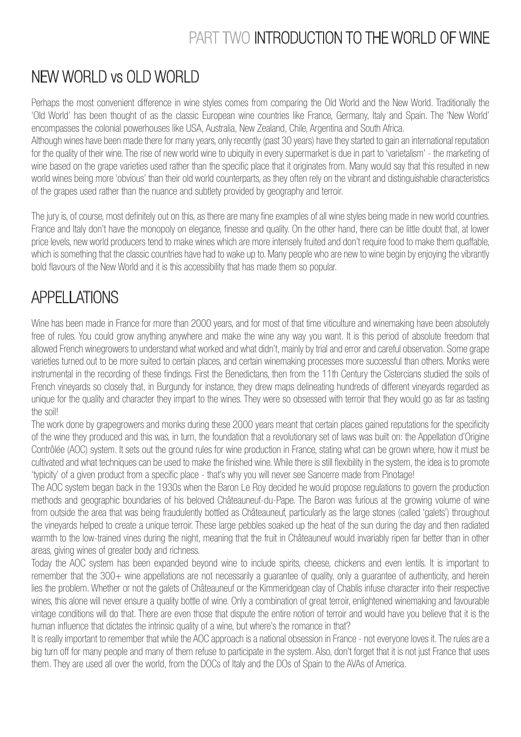# PART TWO INTRODUCTION TO THE WORLD OF WINE

## NEW WORLD vs OLD WORLD

Perhaps the most convenient difference in wine styles comes from comparing the Old World and the New World. Traditionally the 'Old World' has been thought of as the classic European wine countries like France, Germany, Italy and Spain. The 'New World' encompasses the colonial powerhouses like USA, Australia, New Zealand, Chile, Argentina and South Africa.

Although wines have been made there for many years, only recently (past 30 years) have they started to gain an international reputation for the quality of their wine. The rise of new world wine to ubiquity in every supermarket is due in part to 'varietalism' - the marketing of wine based on the grape varieties used rather than the specific place that it originates from. Many would say that this resulted in new world wines being more 'obvious' than their old world counterparts, as they often rely on the vibrant and distinguishable characteristics of the grapes used rather than the nuance and subtlety provided by geography and terroir.

The jury is, of course, most definitely out on this, as there are many fine examples of all wine styles being made in new world countries. France and Italy don't have the monopoly on elegance, finesse and quality. On the other hand, there can be little doubt that, at lower price levels, new world producers tend to make wines which are more intensely fruited and don't require food to make them quaffable, which is something that the classic countries have had to wake up to. Many people who are new to wine begin by enjoying the vibrantly bold flavours of the New World and it is this accessibility that has made them so popular.

## APPELLATIONS

Wine has been made in France for more than 2000 years, and for most of that time viticulture and winemaking have been absolutely free of rules. You could grow anything anywhere and make the wine any way you want. It is this period of absolute freedom that allowed French winegrowers to understand what worked and what didn't, mainly by trial and error and careful observation. Some grape varieties turned out to be more suited to certain places, and certain winemaking processes more successful than others. Monks were instrumental in the recording of these findings. First the Benedictans, then from the 11th Century the Cistercians studied the soils of French vineyards so closely that, in Burgundy for instance, they drew maps delineating hundreds of different vineyards regarded as unique for the quality and character they impart to the wines. They were so obsessed with terroir that they would go as far as tasting the soil!

The work done by grapegrowers and monks during these 2000 years meant that certain places gained reputations for the specificity of the wine they produced and this was, in turn, the foundation that a revolutionary set of laws was built on: the Appellation d'Origine Contrôlée (AOC) system. It sets out the ground rules for wine production in France, stating what can be grown where, how it must be cultivated and what techniques can be used to make the finished wine. While there is still flexibility in the system, the idea is to promote 'typicity' of a given product from a specific place - that's why you will never see Sancerre made from Pinotage!

The AOC system began back in the 1930s when the Baron Le Roy decided he would propose regulations to govern the production methods and geographic boundaries of his beloved Châteauneuf-du-Pape. The Baron was furious at the growing volume of wine from outside the area that was being fraudulently bottled as Châteauneuf, particularly as the large stones (called 'galets') throughout the vineyards helped to create a unique terroir. These large pebbles soaked up the heat of the sun during the day and then radiated warmth to the low-trained vines during the night, meaning that the fruit in Châteauneuf would invariably ripen far better than in other areas, giving wines of greater body and richness.

Today the AOC system has been expanded beyond wine to include spirits, cheese, chickens and even lentils. It is important to remember that the 300+ wine appellations are not necessarily a guarantee of quality, only a guarantee of authenticity, and herein lies the problem. Whether or not the galets of Châteauneuf or the Kimmeridgean clay of Chablis infuse character into their respective wines, this alone will never ensure a quality bottle of wine. Only a combination of great terroir, enlightened winemaking and favourable vintage conditions will do that. There are even those that dispute the entire notion of terroir and would have you believe that it is the human influence that dictates the intrinsic quality of a wine, but where's the romance in that?

It is really important to remember that while the AOC approach is a national obsession in France - not everyone loves it. The rules are a big turn off for many people and many of them refuse to participate in the system. Also, don't forget that it is not just France that uses them. They are used all over the world, from the DOCs of Italy and the DOs of Spain to the AVAs of America.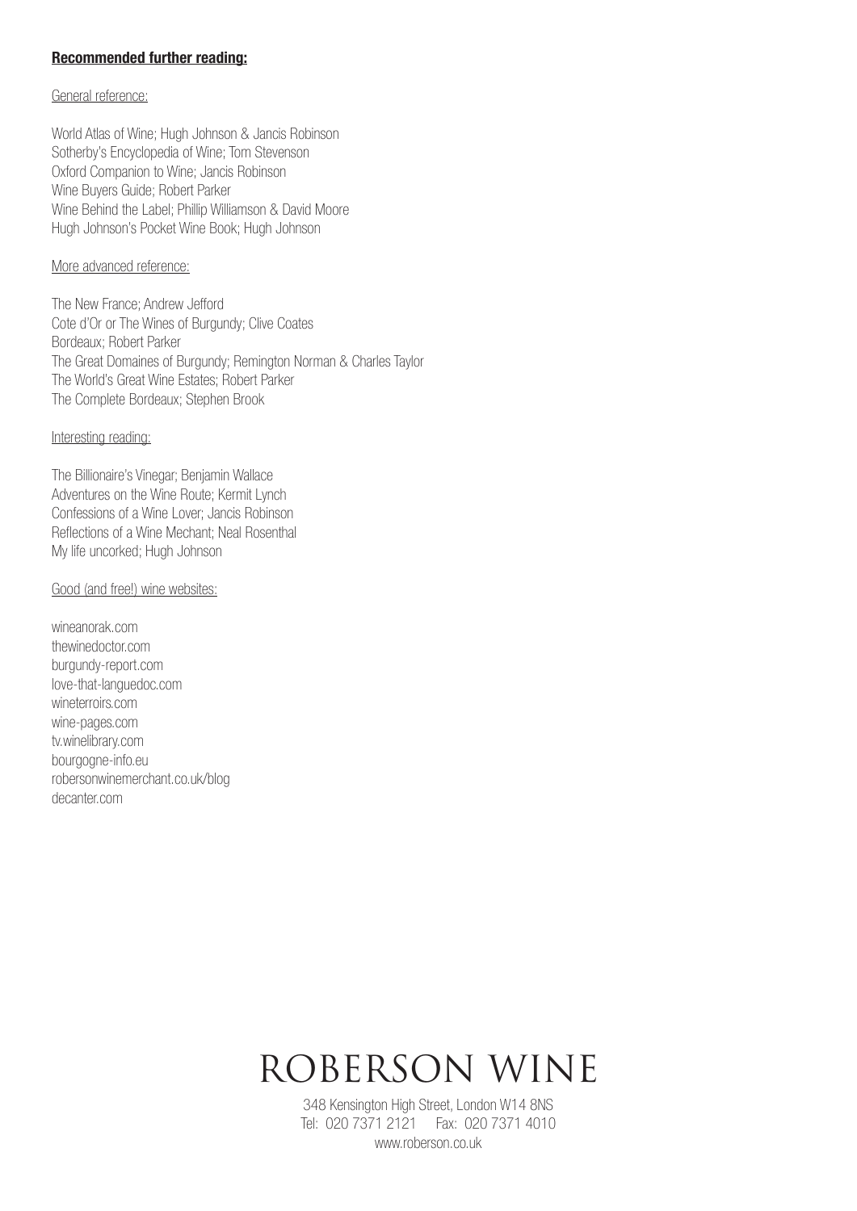**Recommended further reading:**

General reference:

World Atlas of Wine; Hugh Johnson & Jancis Robinson
Sotherby's Encyclopedia of Wine; Tom Stevenson
Oxford Companion to Wine; Jancis Robinson
Wine Buyers Guide; Robert Parker
Wine Behind the Label; Phillip Williamson & David Moore
Hugh Johnson's Pocket Wine Book; Hugh Johnson

More advanced reference:

The New France; Andrew Jefford
Cote d'Or or The Wines of Burgundy; Clive Coates
Bordeaux; Robert Parker
The Great Domaines of Burgundy; Remington Norman & Charles Taylor
The World's Great Wine Estates; Robert Parker
The Complete Bordeaux; Stephen Brook

Interesting reading:

The Billionaire's Vinegar; Benjamin Wallace
Adventures on the Wine Route; Kermit Lynch
Confessions of a Wine Lover; Jancis Robinson
Reflections of a Wine Mechant; Neal Rosenthal
My life uncorked; Hugh Johnson

Good (and free!) wine websites:

wineanorak.com
thewinedoctor.com
burgundy-report.com
love-that-languedoc.com
wineterroirs.com
wine-pages.com
tv.winelibrary.com
bourgogne-info.eu
robersonwinemerchant.co.uk/blog
decanter.com

ROBERSON WINE

348 Kensington High Street, London W14 8NS
Tel: 020 7371 2121 Fax: 020 7371 4010
www.roberson.co.uk